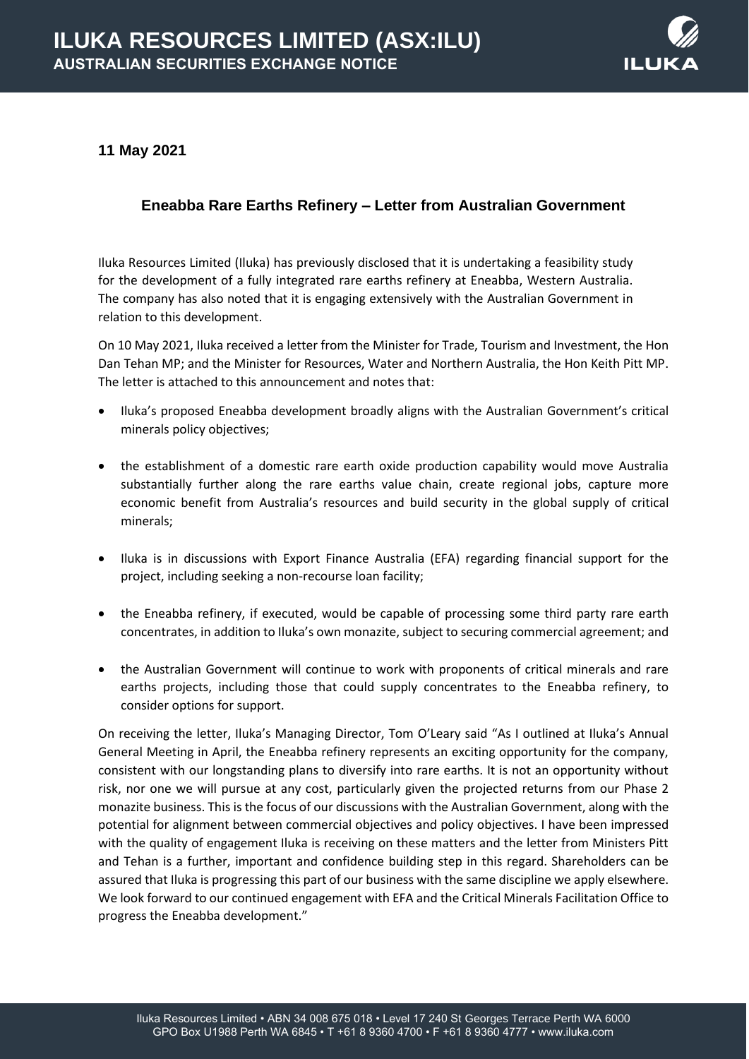# ILUKA RESOURCES LIMITED (ASX:ILU)

**AUSTRALIAN SECURITIES EXCHANGE NOTICE**

**11 May 2021**

## Eneabba Rare Earths Refinery – Letter from Australian Government

Iluka Resources Limited (Iluka) has previously disclosed that it is undertaking a feasibility study for the development of a fully integrated rare earths refinery at Eneabba, Western Australia. The company has also noted that it is engaging extensively with the Australian Government in relation to this development.

On 10 May 2021, Iluka received a letter from the Minister for Trade, Tourism and Investment, the Hon Dan Tehan MP; and the Minister for Resources, Water and Northern Australia, the Hon Keith Pitt MP. The letter is attached to this announcement and notes that:

- Iluka's proposed Eneabba development broadly aligns with the Australian Government's critical minerals policy objectives;
- the establishment of a domestic rare earth oxide production capability would move Australia substantially further along the rare earths value chain, create regional jobs, capture more economic benefit from Australia's resources and build security in the global supply of critical minerals;
- Iluka is in discussions with Export Finance Australia (EFA) regarding financial support for the project, including seeking a non-recourse loan facility;
- the Eneabba refinery, if executed, would be capable of processing some third party rare earth concentrates, in addition to Iluka's own monazite, subject to securing commercial agreement; and
- the Australian Government will continue to work with proponents of critical minerals and rare earths projects, including those that could supply concentrates to the Eneabba refinery, to consider options for support.

On receiving the letter, Iluka's Managing Director, Tom O'Leary said "As I outlined at Iluka's Annual General Meeting in April, the Eneabba refinery represents an exciting opportunity for the company, consistent with our longstanding plans to diversify into rare earths. It is not an opportunity without risk, nor one we will pursue at any cost, particularly given the projected returns from our Phase 2 monazite business. This is the focus of our discussions with the Australian Government, along with the potential for alignment between commercial objectives and policy objectives. I have been impressed with the quality of engagement Iluka is receiving on these matters and the letter from Ministers Pitt and Tehan is a further, important and confidence building step in this regard. Shareholders can be assured that Iluka is progressing this part of our business with the same discipline we apply elsewhere. We look forward to our continued engagement with EFA and the Critical Minerals Facilitation Office to progress the Eneabba development."

Iluka Resources Limited • ABN 34 008 675 018 • Level 17 240 St Georges Terrace Perth WA 6000
GPO Box U1988 Perth WA 6845 • T +61 8 9360 4700 • F +61 8 9360 4777 • www.iluka.com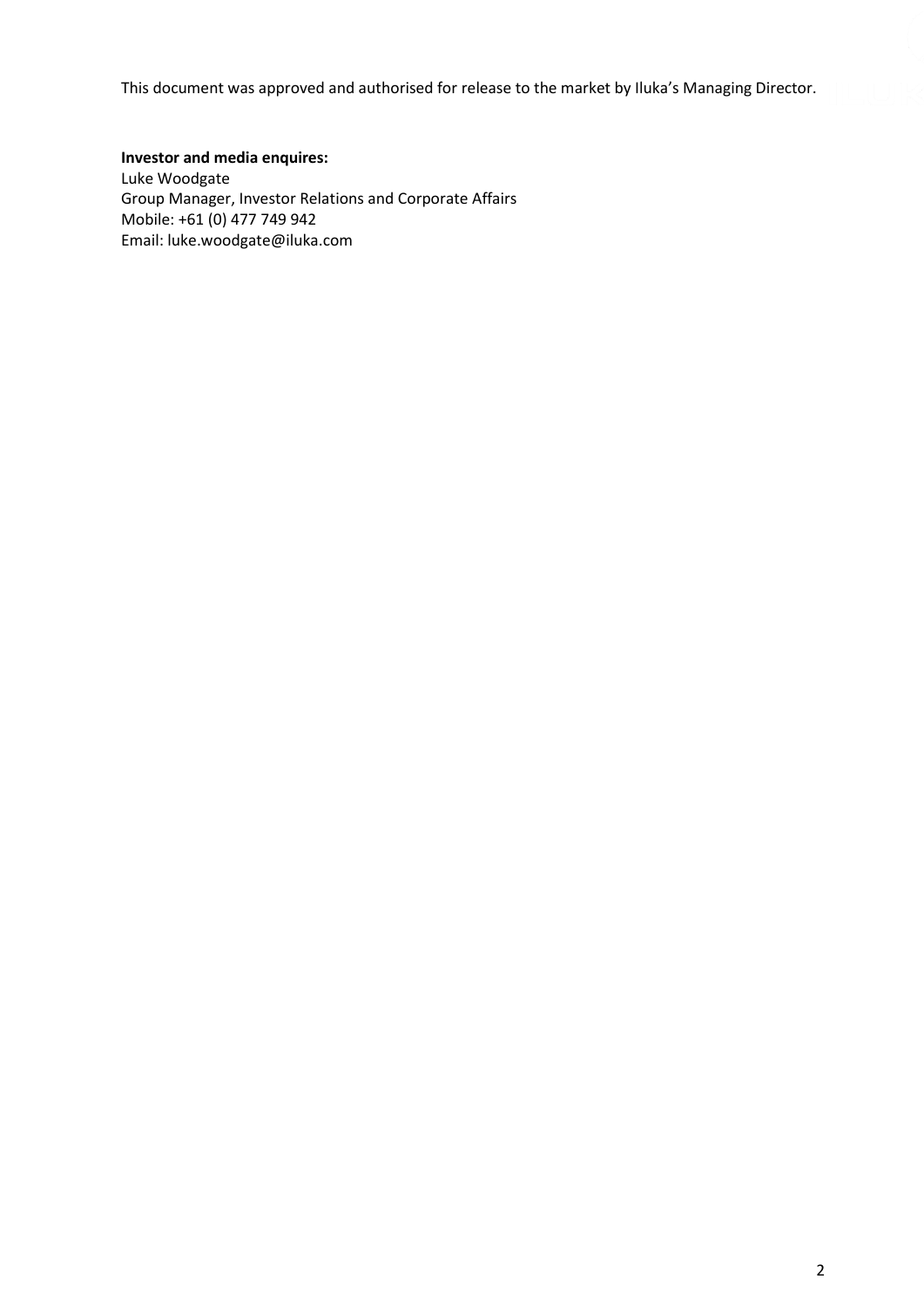This document was approved and authorised for release to the market by Iluka's Managing Director.

**Investor and media enquires:**
Luke Woodgate
Group Manager, Investor Relations and Corporate Affairs
Mobile: +61 (0) 477 749 942
Email: luke.woodgate@iluka.com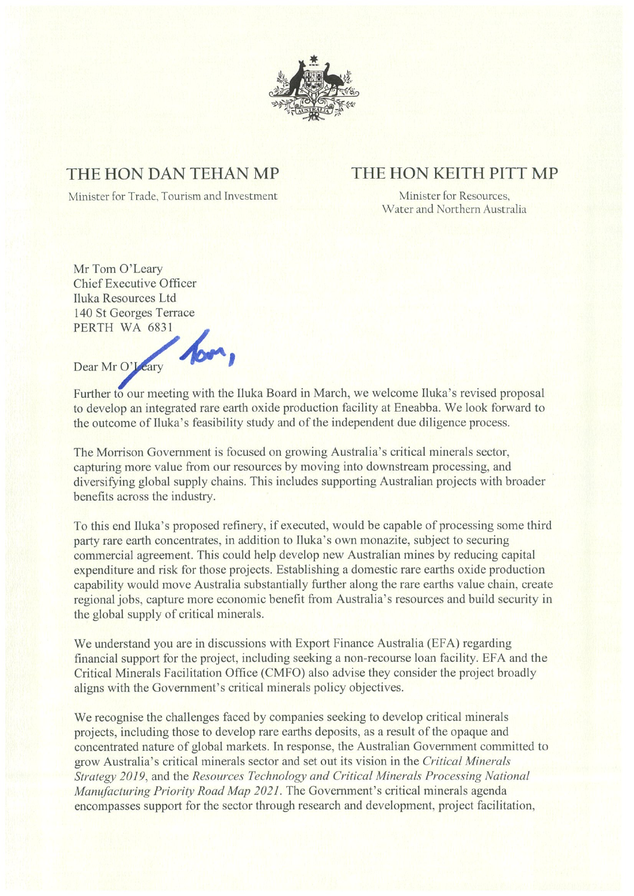**THE HON DAN TEHAN MP**

Minister for Trade, Tourism and Investment

**THE HON KEITH PITT MP**

Minister for Resources,
Water and Northern Australia

Mr Tom O'Leary
Chief Executive Officer
Iluka Resources Ltd
140 St Georges Terrace
PERTH WA 6831

Dear ~~Mr O'Leary~~ Tom,

Further to our meeting with the Iluka Board in March, we welcome Iluka's revised proposal to develop an integrated rare earth oxide production facility at Eneabba. We look forward to the outcome of Iluka's feasibility study and of the independent due diligence process.

The Morrison Government is focused on growing Australia's critical minerals sector, capturing more value from our resources by moving into downstream processing, and diversifying global supply chains. This includes supporting Australian projects with broader benefits across the industry.

To this end Iluka's proposed refinery, if executed, would be capable of processing some third party rare earth concentrates, in addition to Iluka's own monazite, subject to securing commercial agreement. This could help develop new Australian mines by reducing capital expenditure and risk for those projects. Establishing a domestic rare earths oxide production capability would move Australia substantially further along the rare earths value chain, create regional jobs, capture more economic benefit from Australia's resources and build security in the global supply of critical minerals.

We understand you are in discussions with Export Finance Australia (EFA) regarding financial support for the project, including seeking a non-recourse loan facility. EFA and the Critical Minerals Facilitation Office (CMFO) also advise they consider the project broadly aligns with the Government's critical minerals policy objectives.

We recognise the challenges faced by companies seeking to develop critical minerals projects, including those to develop rare earths deposits, as a result of the opaque and concentrated nature of global markets. In response, the Australian Government committed to grow Australia's critical minerals sector and set out its vision in the *Critical Minerals Strategy 2019*, and the *Resources Technology and Critical Minerals Processing National Manufacturing Priority Road Map 2021*. The Government's critical minerals agenda encompasses support for the sector through research and development, project facilitation,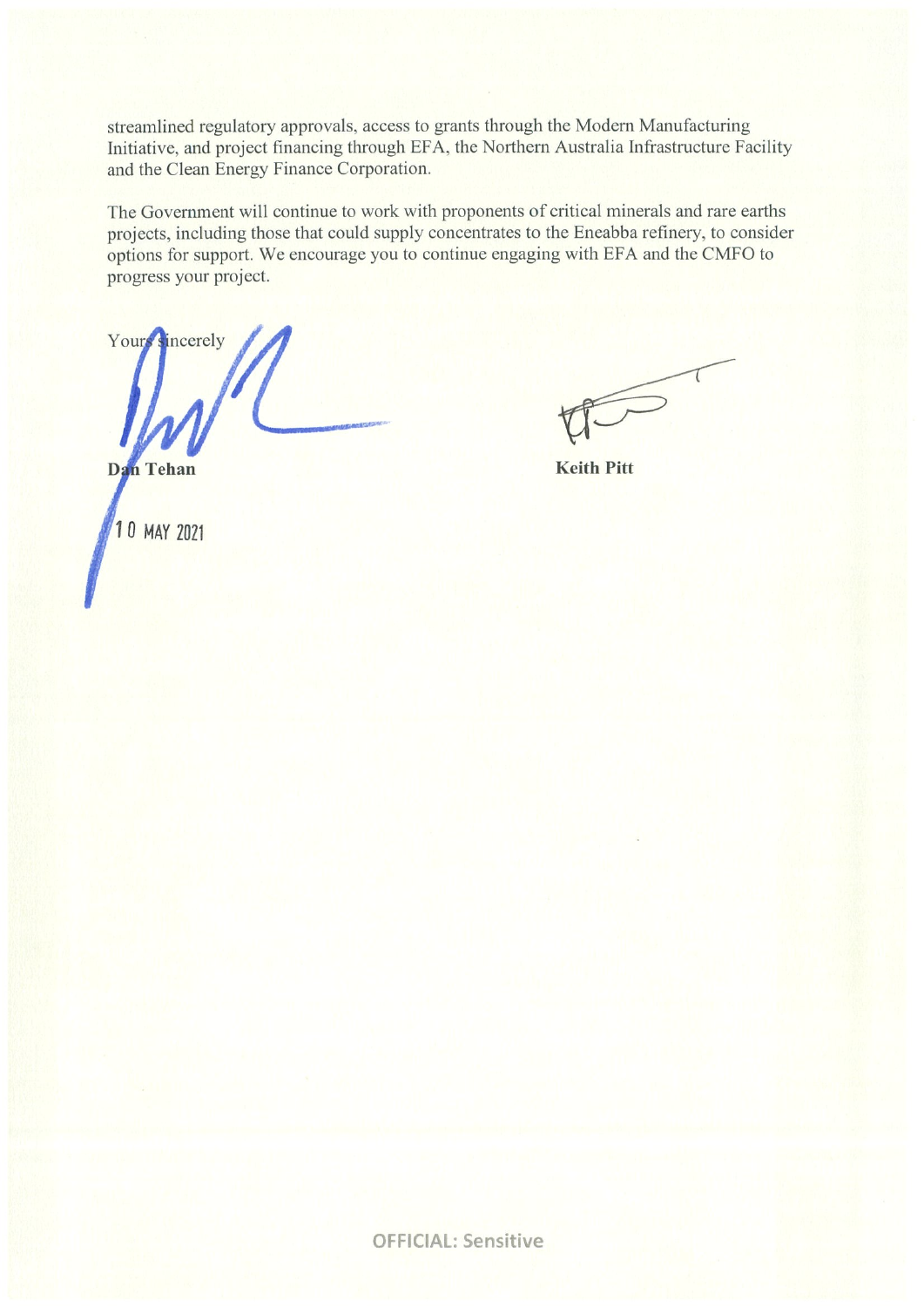streamlined regulatory approvals, access to grants through the Modern Manufacturing Initiative, and project financing through EFA, the Northern Australia Infrastructure Facility and the Clean Energy Finance Corporation.

The Government will continue to work with proponents of critical minerals and rare earths projects, including those that could supply concentrates to the Eneabba refinery, to consider options for support. We encourage you to continue engaging with EFA and the CMFO to progress your project.

Yours sincerely

**Dan Tehan**

10 MAY 2021

**Keith Pitt**

OFFICIAL: Sensitive